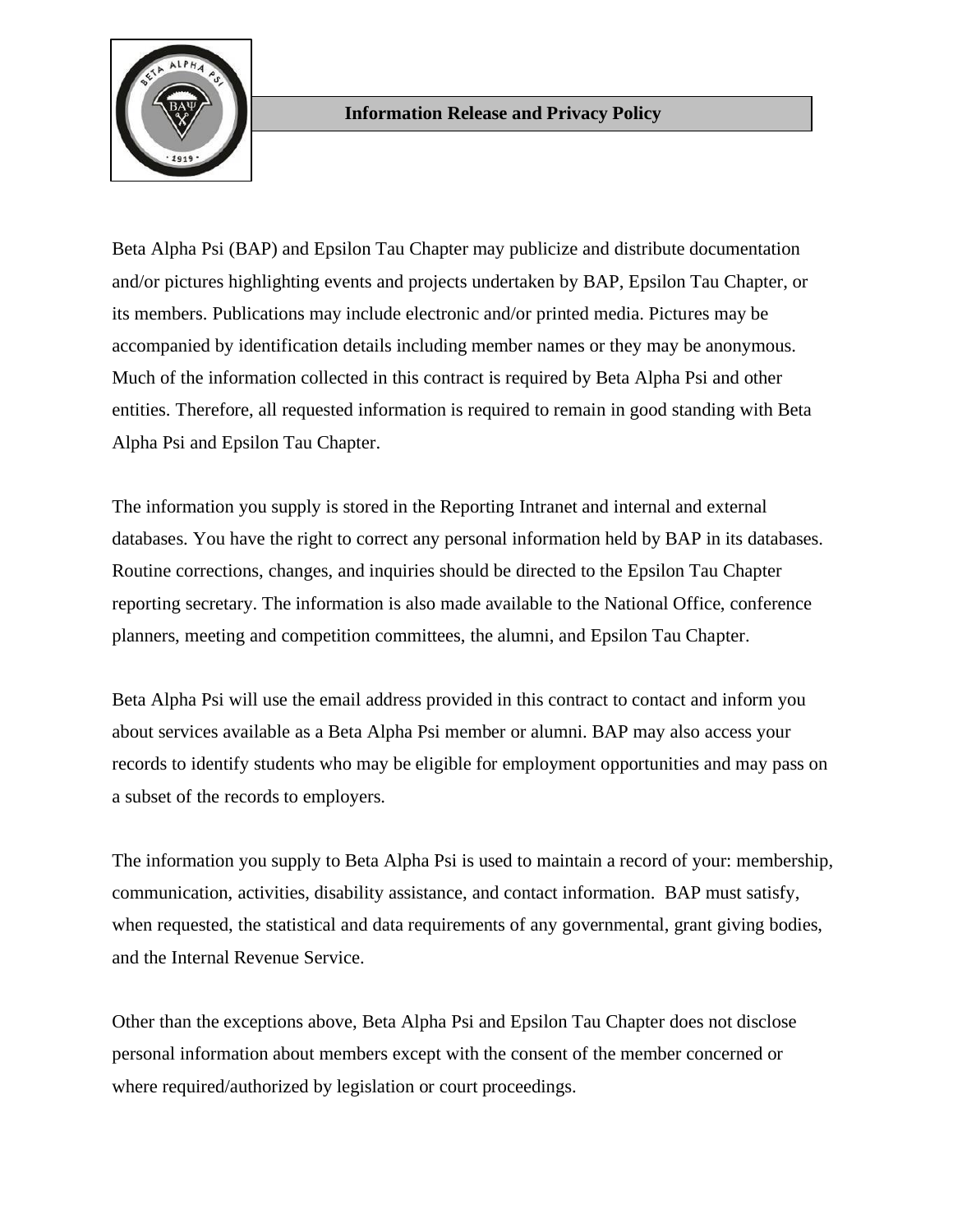## Information Release and Privacy Policy

Beta Alpha Psi (BAP) and Epsilon Tau Chapter may publicize and distribute documentation and/or pictures highlighting events and projects undertaken by BAP, Epsilon Tau Chapter, or its members. Publications may include electronic and/or printed media. Pictures may be accompanied by identification details including member names or they may be anonymous. Much of the information collected in this contract is required by Beta Alpha Psi and other entities. Therefore, all requested information is required to remain in good standing with Beta Alpha Psi and Epsilon Tau Chapter.

The information you supply is stored in the Reporting Intranet and internal and external databases. You have the right to correct any personal information held by BAP in its databases. Routine corrections, changes, and inquiries should be directed to the Epsilon Tau Chapter reporting secretary. The information is also made available to the National Office, conference planners, meeting and competition committees, the alumni, and Epsilon Tau Chapter.

Beta Alpha Psi will use the email address provided in this contract to contact and inform you about services available as a Beta Alpha Psi member or alumni. BAP may also access your records to identify students who may be eligible for employment opportunities and may pass on a subset of the records to employers.

The information you supply to Beta Alpha Psi is used to maintain a record of your: membership, communication, activities, disability assistance, and contact information. BAP must satisfy, when requested, the statistical and data requirements of any governmental, grant giving bodies, and the Internal Revenue Service.

Other than the exceptions above, Beta Alpha Psi and Epsilon Tau Chapter does not disclose personal information about members except with the consent of the member concerned or where required/authorized by legislation or court proceedings.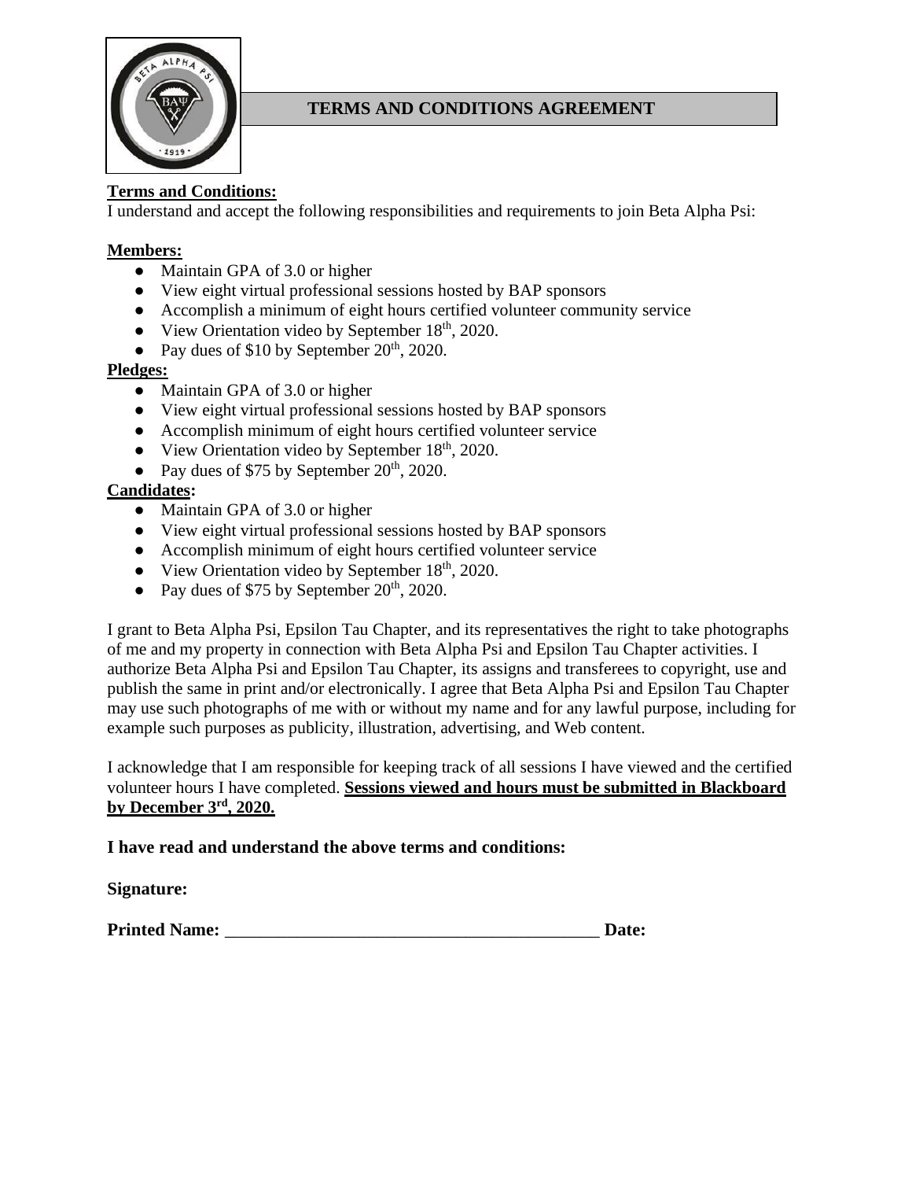## TERMS AND CONDITIONS AGREEMENT

**Terms and Conditions:**

I understand and accept the following responsibilities and requirements to join Beta Alpha Psi:

**Members:**

- Maintain GPA of 3.0 or higher
- View eight virtual professional sessions hosted by BAP sponsors
- Accomplish a minimum of eight hours certified volunteer community service
- View Orientation video by September 18th, 2020.
- Pay dues of $10 by September 20th, 2020.

**Pledges:**

- Maintain GPA of 3.0 or higher
- View eight virtual professional sessions hosted by BAP sponsors
- Accomplish minimum of eight hours certified volunteer service
- View Orientation video by September 18th, 2020.
- Pay dues of $75 by September 20th, 2020.

**Candidates:**

- Maintain GPA of 3.0 or higher
- View eight virtual professional sessions hosted by BAP sponsors
- Accomplish minimum of eight hours certified volunteer service
- View Orientation video by September 18th, 2020.
- Pay dues of $75 by September 20th, 2020.

I grant to Beta Alpha Psi, Epsilon Tau Chapter, and its representatives the right to take photographs of me and my property in connection with Beta Alpha Psi and Epsilon Tau Chapter activities. I authorize Beta Alpha Psi and Epsilon Tau Chapter, its assigns and transferees to copyright, use and publish the same in print and/or electronically. I agree that Beta Alpha Psi and Epsilon Tau Chapter may use such photographs of me with or without my name and for any lawful purpose, including for example such purposes as publicity, illustration, advertising, and Web content.

I acknowledge that I am responsible for keeping track of all sessions I have viewed and the certified volunteer hours I have completed. **Sessions viewed and hours must be submitted in Blackboard by December 3rd, 2020.**

**I have read and understand the above terms and conditions:**

**Signature:**

**Printed Name:** ___________________________________________ **Date:**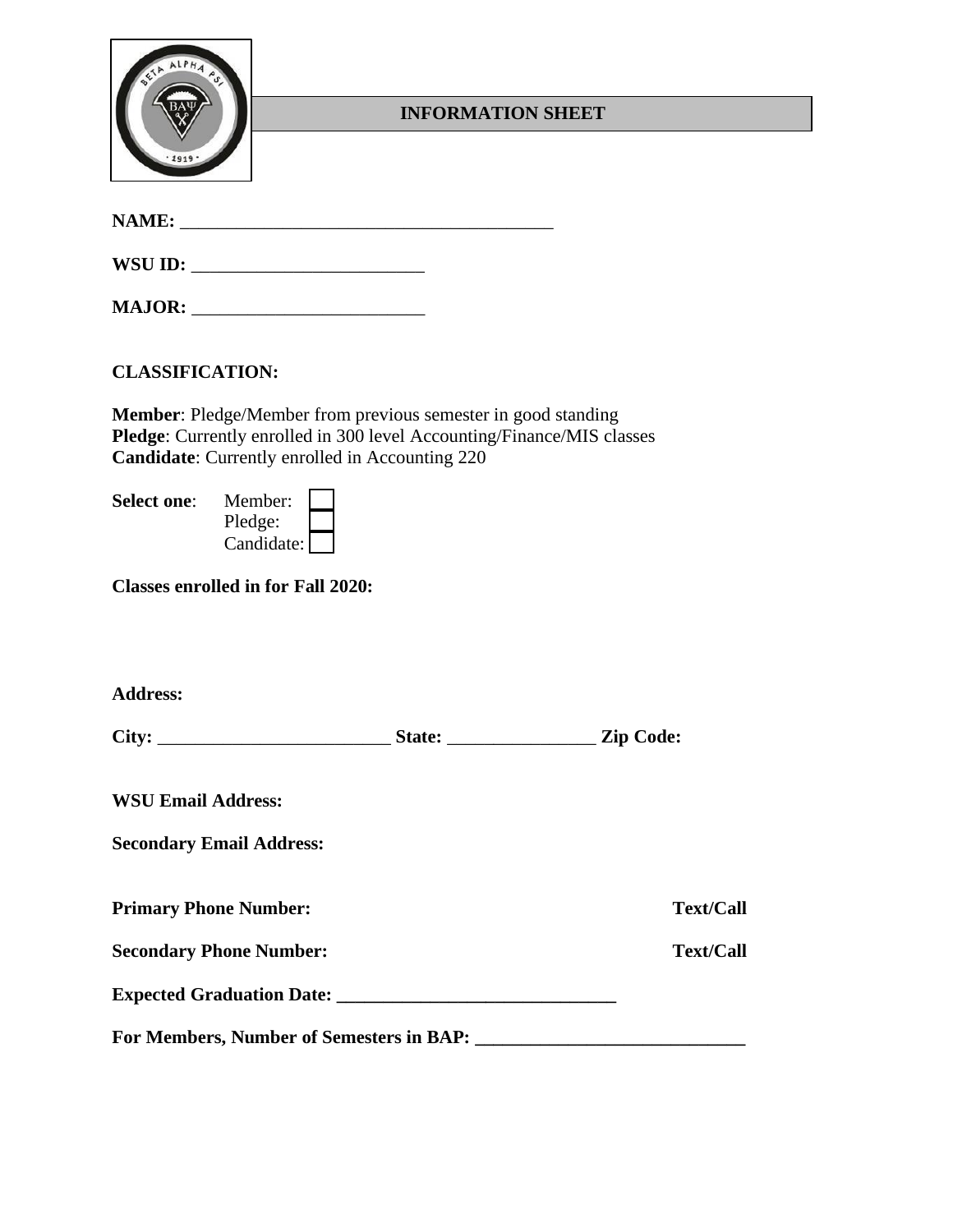## INFORMATION SHEET

**NAME:** ________________________________________

**WSU ID:** _________________________

**MAJOR:** _________________________

**CLASSIFICATION:**

**Member**: Pledge/Member from previous semester in good standing
**Pledge**: Currently enrolled in 300 level Accounting/Finance/MIS classes
**Candidate**: Currently enrolled in Accounting 220

**Select one**: Member: ☐
Pledge: ☐
Candidate: ☐

**Classes enrolled in for Fall 2020:**

**Address:**

**City:** _________________________ **State:** ________________ **Zip Code:**

**WSU Email Address:**

**Secondary Email Address:**

**Primary Phone Number:** **Text/Call**

**Secondary Phone Number:** **Text/Call**

**Expected Graduation Date: ______________________________**

**For Members, Number of Semesters in BAP: ____________________________**